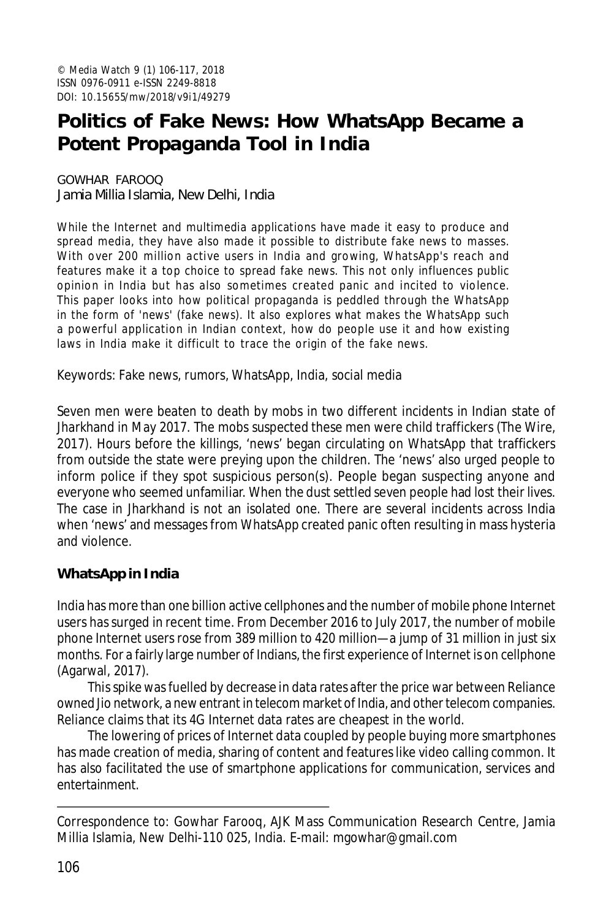© Media Watch 9 (1) 106-117, 2018
ISSN 0976-0911 e-ISSN 2249-8818
DOI: 10.15655/mw/2018/v9i1/49279

# Politics of Fake News: How WhatsApp Became a Potent Propaganda Tool in India

GOWHAR FAROOQ
Jamia Millia Islamia, New Delhi, India

While the Internet and multimedia applications have made it easy to produce and spread media, they have also made it possible to distribute fake news to masses. With over 200 million active users in India and growing, WhatsApp's reach and features make it a top choice to spread fake news. This not only influences public opinion in India but has also sometimes created panic and incited to violence. This paper looks into how political propaganda is peddled through the WhatsApp in the form of 'news' (fake news). It also explores what makes the WhatsApp such a powerful application in Indian context, how do people use it and how existing laws in India make it difficult to trace the origin of the fake news.

Keywords: Fake news, rumors, WhatsApp, India, social media

Seven men were beaten to death by mobs in two different incidents in Indian state of Jharkhand in May 2017. The mobs suspected these men were child traffickers (The Wire, 2017). Hours before the killings, 'news' began circulating on WhatsApp that traffickers from outside the state were preying upon the children. The 'news' also urged people to inform police if they spot suspicious person(s). People began suspecting anyone and everyone who seemed unfamiliar. When the dust settled seven people had lost their lives. The case in Jharkhand is not an isolated one. There are several incidents across India when 'news' and messages from WhatsApp created panic often resulting in mass hysteria and violence.

## WhatsApp in India

India has more than one billion active cellphones and the number of mobile phone Internet users has surged in recent time. From December 2016 to July 2017, the number of mobile phone Internet users rose from 389 million to 420 million—a jump of 31 million in just six months. For a fairly large number of Indians, the first experience of Internet is on cellphone (Agarwal, 2017).

This spike was fuelled by decrease in data rates after the price war between Reliance owned Jio network, a new entrant in telecom market of India, and other telecom companies. Reliance claims that its 4G Internet data rates are cheapest in the world.

The lowering of prices of Internet data coupled by people buying more smartphones has made creation of media, sharing of content and features like video calling common. It has also facilitated the use of smartphone applications for communication, services and entertainment.

---

Correspondence to: Gowhar Farooq, AJK Mass Communication Research Centre, Jamia Millia Islamia, New Delhi-110 025, India. E-mail: mgowhar@gmail.com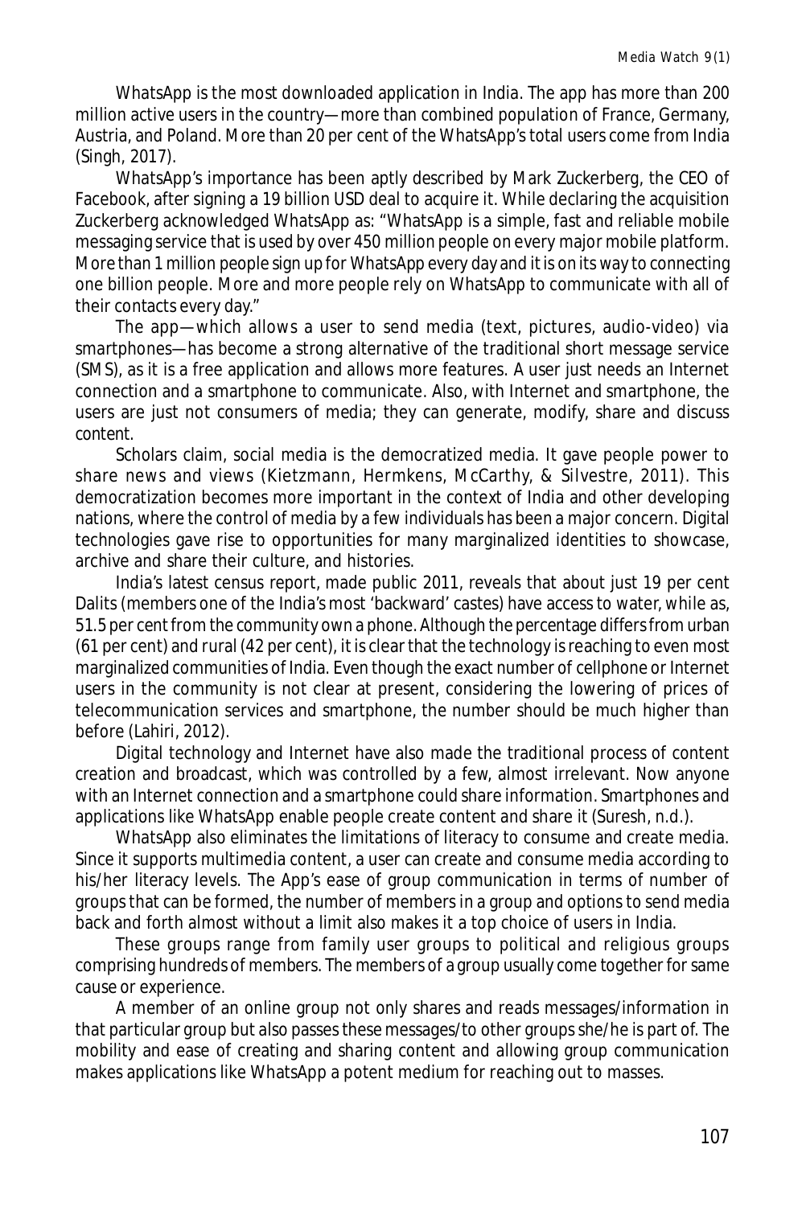WhatsApp is the most downloaded application in India. The app has more than 200 million active users in the country—more than combined population of France, Germany, Austria, and Poland. More than 20 per cent of the WhatsApp's total users come from India (Singh, 2017).

WhatsApp's importance has been aptly described by Mark Zuckerberg, the CEO of Facebook, after signing a 19 billion USD deal to acquire it. While declaring the acquisition Zuckerberg acknowledged WhatsApp as: "WhatsApp is a simple, fast and reliable mobile messaging service that is used by over 450 million people on every major mobile platform. More than 1 million people sign up for WhatsApp every day and it is on its way to connecting one billion people. More and more people rely on WhatsApp to communicate with all of their contacts every day."

The app—which allows a user to send media (text, pictures, audio-video) via smartphones—has become a strong alternative of the traditional short message service (SMS), as it is a free application and allows more features. A user just needs an Internet connection and a smartphone to communicate. Also, with Internet and smartphone, the users are just not consumers of media; they can generate, modify, share and discuss content.

Scholars claim, social media is the democratized media. It gave people power to share news and views (Kietzmann, Hermkens, McCarthy, & Silvestre, 2011). This democratization becomes more important in the context of India and other developing nations, where the control of media by a few individuals has been a major concern. Digital technologies gave rise to opportunities for many marginalized identities to showcase, archive and share their culture, and histories.

India's latest census report, made public 2011, reveals that about just 19 per cent Dalits (members one of the India's most 'backward' castes) have access to water, while as, 51.5 per cent from the community own a phone. Although the percentage differs from urban (61 per cent) and rural (42 per cent), it is clear that the technology is reaching to even most marginalized communities of India. Even though the exact number of cellphone or Internet users in the community is not clear at present, considering the lowering of prices of telecommunication services and smartphone, the number should be much higher than before (Lahiri, 2012).

Digital technology and Internet have also made the traditional process of content creation and broadcast, which was controlled by a few, almost irrelevant. Now anyone with an Internet connection and a smartphone could share information. Smartphones and applications like WhatsApp enable people create content and share it (Suresh, n.d.).

WhatsApp also eliminates the limitations of literacy to consume and create media. Since it supports multimedia content, a user can create and consume media according to his/her literacy levels. The App's ease of group communication in terms of number of groups that can be formed, the number of members in a group and options to send media back and forth almost without a limit also makes it a top choice of users in India.

These groups range from family user groups to political and religious groups comprising hundreds of members. The members of a group usually come together for same cause or experience.

A member of an online group not only shares and reads messages/information in that particular group but also passes these messages/to other groups she/he is part of. The mobility and ease of creating and sharing content and allowing group communication makes applications like WhatsApp a potent medium for reaching out to masses.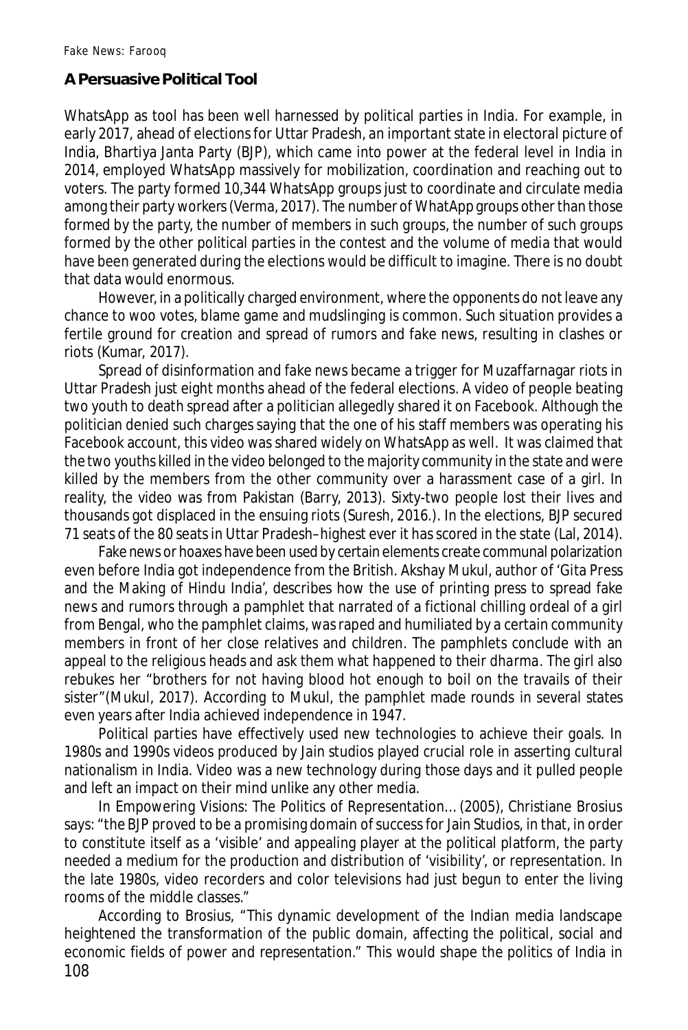## A Persuasive Political Tool

WhatsApp as tool has been well harnessed by political parties in India. For example, in early 2017, ahead of elections for Uttar Pradesh, an important state in electoral picture of India, Bhartiya Janta Party (BJP), which came into power at the federal level in India in 2014, employed WhatsApp massively for mobilization, coordination and reaching out to voters. The party formed 10,344 WhatsApp groups just to coordinate and circulate media among their party workers (Verma, 2017). The number of WhatApp groups other than those formed by the party, the number of members in such groups, the number of such groups formed by the other political parties in the contest and the volume of media that would have been generated during the elections would be difficult to imagine. There is no doubt that data would enormous.

However, in a politically charged environment, where the opponents do not leave any chance to woo votes, blame game and mudslinging is common. Such situation provides a fertile ground for creation and spread of rumors and fake news, resulting in clashes or riots (Kumar, 2017).

Spread of disinformation and fake news became a trigger for Muzaffarnagar riots in Uttar Pradesh just eight months ahead of the federal elections. A video of people beating two youth to death spread after a politician allegedly shared it on Facebook. Although the politician denied such charges saying that the one of his staff members was operating his Facebook account, this video was shared widely on WhatsApp as well. It was claimed that the two youths killed in the video belonged to the majority community in the state and were killed by the members from the other community over a harassment case of a girl. In reality, the video was from Pakistan (Barry, 2013). Sixty-two people lost their lives and thousands got displaced in the ensuing riots (Suresh, 2016.). In the elections, BJP secured 71 seats of the 80 seats in Uttar Pradesh–highest ever it has scored in the state (Lal, 2014).

Fake news or hoaxes have been used by certain elements create communal polarization even before India got independence from the British. Akshay Mukul, author of 'Gita Press and the Making of Hindu India', describes how the use of printing press to spread fake news and rumors through a pamphlet that narrated of a fictional chilling ordeal of a girl from Bengal, who the pamphlet claims, was raped and humiliated by a certain community members in front of her close relatives and children. The pamphlets conclude with an appeal to the religious heads and ask them what happened to their *dharma*. The girl also rebukes her "brothers for not having blood hot enough to boil on the travails of their sister"(Mukul, 2017). According to Mukul, the pamphlet made rounds in several states even years after India achieved independence in 1947.

Political parties have effectively used new technologies to achieve their goals. In 1980s and 1990s videos produced by Jain studios played crucial role in asserting cultural nationalism in India. Video was a new technology during those days and it pulled people and left an impact on their mind unlike any other media.

In Empowering Visions: The Politics of Representation... (2005), Christiane Brosius says: "the BJP proved to be a promising domain of success for Jain Studios, in that, in order to constitute itself as a 'visible' and appealing player at the political platform, the party needed a medium for the production and distribution of 'visibility', or representation. In the late 1980s, video recorders and color televisions had just begun to enter the living rooms of the middle classes."

According to Brosius, "This dynamic development of the Indian media landscape heightened the transformation of the public domain, affecting the political, social and economic fields of power and representation." This would shape the politics of India in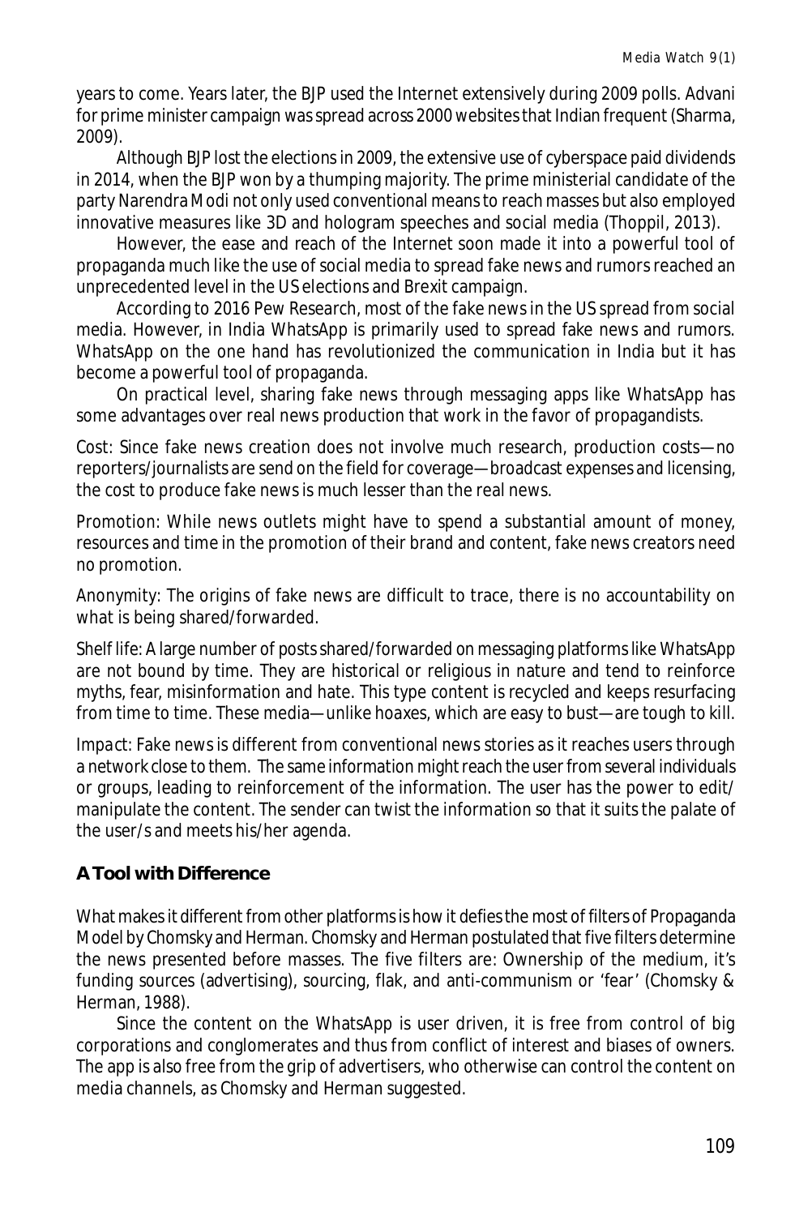years to come. Years later, the BJP used the Internet extensively during 2009 polls. Advani for prime minister campaign was spread across 2000 websites that Indian frequent (Sharma, 2009).

Although BJP lost the elections in 2009, the extensive use of cyberspace paid dividends in 2014, when the BJP won by a thumping majority. The prime ministerial candidate of the party Narendra Modi not only used conventional means to reach masses but also employed innovative measures like 3D and hologram speeches and social media (Thoppil, 2013).

However, the ease and reach of the Internet soon made it into a powerful tool of propaganda much like the use of social media to spread fake news and rumors reached an unprecedented level in the US elections and Brexit campaign.

According to 2016 Pew Research, most of the fake news in the US spread from social media. However, in India WhatsApp is primarily used to spread fake news and rumors. WhatsApp on the one hand has revolutionized the communication in India but it has become a powerful tool of propaganda.

On practical level, sharing fake news through messaging apps like WhatsApp has some advantages over real news production that work in the favor of propagandists.

Cost: Since fake news creation does not involve much research, production costs—no reporters/journalists are send on the field for coverage—broadcast expenses and licensing, the cost to produce fake news is much lesser than the real news.

Promotion: While news outlets might have to spend a substantial amount of money, resources and time in the promotion of their brand and content, fake news creators need no promotion.

Anonymity: The origins of fake news are difficult to trace, there is no accountability on what is being shared/forwarded.

Shelf life: A large number of posts shared/forwarded on messaging platforms like WhatsApp are not bound by time. They are historical or religious in nature and tend to reinforce myths, fear, misinformation and hate. This type content is recycled and keeps resurfacing from time to time. These media—unlike hoaxes, which are easy to bust—are tough to kill.

Impact: Fake news is different from conventional news stories as it reaches users through a network close to them. The same information might reach the user from several individuals or groups, leading to reinforcement of the information. The user has the power to edit/manipulate the content. The sender can twist the information so that it suits the palate of the user/s and meets his/her agenda.

## A Tool with Difference

What makes it different from other platforms is how it defies the most of filters of Propaganda Model by Chomsky and Herman. Chomsky and Herman postulated that five filters determine the news presented before masses. The five filters are: Ownership of the medium, it's funding sources (advertising), sourcing, flak, and anti-communism or 'fear' (Chomsky & Herman, 1988).

Since the content on the WhatsApp is user driven, it is free from control of big corporations and conglomerates and thus from conflict of interest and biases of owners. The app is also free from the grip of advertisers, who otherwise can control the content on media channels, as Chomsky and Herman suggested.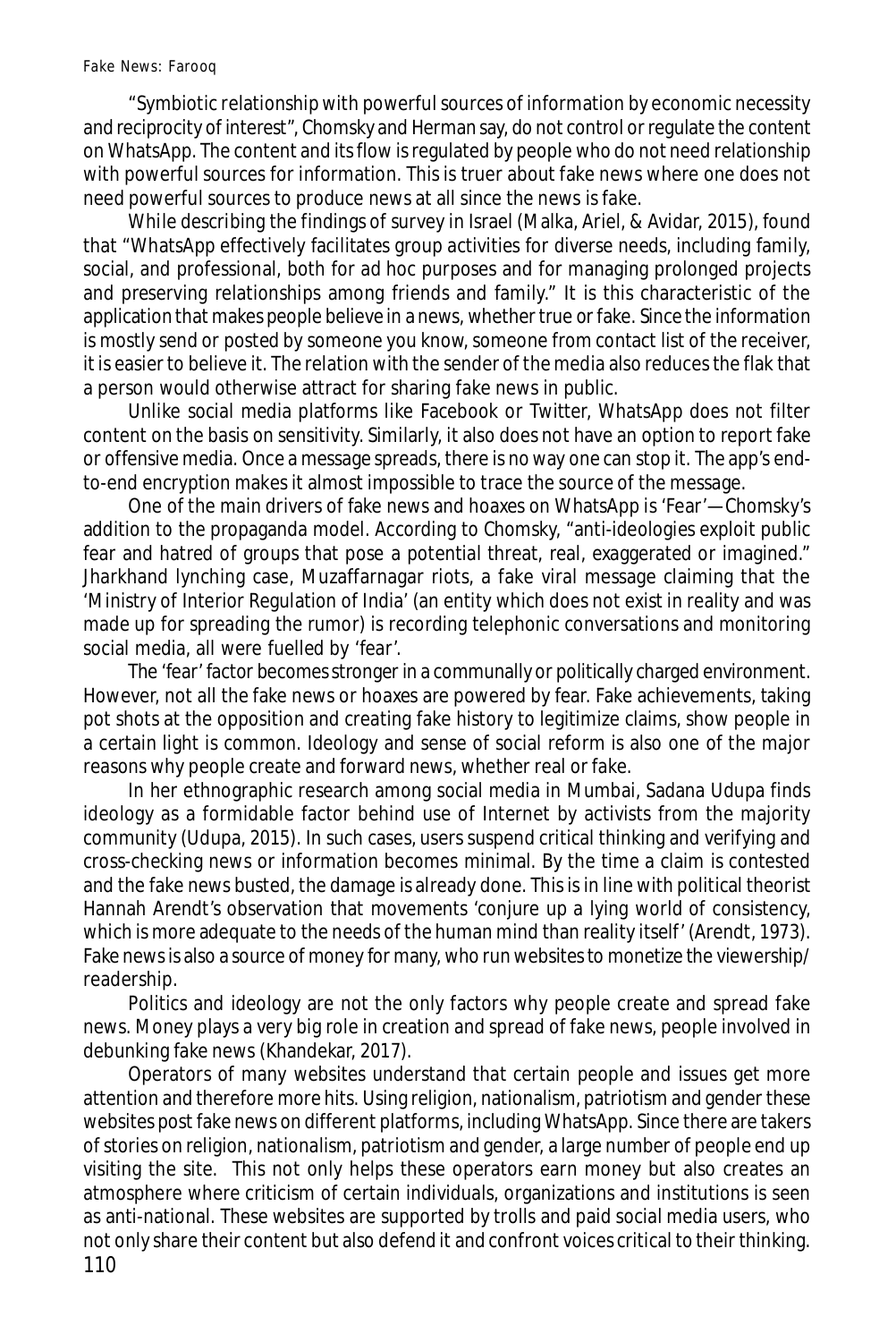"Symbiotic relationship with powerful sources of information by economic necessity and reciprocity of interest", Chomsky and Herman say, do not control or regulate the content on WhatsApp. The content and its flow is regulated by people who do not need relationship with powerful sources for information. This is truer about fake news where one does not need powerful sources to produce news at all since the news is fake.

While describing the findings of survey in Israel (Malka, Ariel, & Avidar, 2015), found that "WhatsApp effectively facilitates group activities for diverse needs, including family, social, and professional, both for ad hoc purposes and for managing prolonged projects and preserving relationships among friends and family." It is this characteristic of the application that makes people believe in a news, whether true or fake. Since the information is mostly send or posted by someone you know, someone from contact list of the receiver, it is easier to believe it. The relation with the sender of the media also reduces the flak that a person would otherwise attract for sharing fake news in public.

Unlike social media platforms like Facebook or Twitter, WhatsApp does not filter content on the basis on sensitivity. Similarly, it also does not have an option to report fake or offensive media. Once a message spreads, there is no way one can stop it. The app's end-to-end encryption makes it almost impossible to trace the source of the message.

One of the main drivers of fake news and hoaxes on WhatsApp is 'Fear'—Chomsky's addition to the propaganda model. According to Chomsky, "anti-ideologies exploit public fear and hatred of groups that pose a potential threat, real, exaggerated or imagined." Jharkhand lynching case, Muzaffarnagar riots, a fake viral message claiming that the 'Ministry of Interior Regulation of India' (an entity which does not exist in reality and was made up for spreading the rumor) is recording telephonic conversations and monitoring social media, all were fuelled by 'fear'.

The 'fear' factor becomes stronger in a communally or politically charged environment. However, not all the fake news or hoaxes are powered by fear. Fake achievements, taking pot shots at the opposition and creating fake history to legitimize claims, show people in a certain light is common. Ideology and sense of social reform is also one of the major reasons why people create and forward news, whether real or fake.

In her ethnographic research among social media in Mumbai, Sadana Udupa finds ideology as a formidable factor behind use of Internet by activists from the majority community (Udupa, 2015). In such cases, users suspend critical thinking and verifying and cross-checking news or information becomes minimal. By the time a claim is contested and the fake news busted, the damage is already done. This is in line with political theorist Hannah Arendt's observation that movements 'conjure up a lying world of consistency, which is more adequate to the needs of the human mind than reality itself' (Arendt, 1973). Fake news is also a source of money for many, who run websites to monetize the viewership/readership.

Politics and ideology are not the only factors why people create and spread fake news. Money plays a very big role in creation and spread of fake news, people involved in debunking fake news (Khandekar, 2017).

Operators of many websites understand that certain people and issues get more attention and therefore more hits. Using religion, nationalism, patriotism and gender these websites post fake news on different platforms, including WhatsApp. Since there are takers of stories on religion, nationalism, patriotism and gender, a large number of people end up visiting the site. This not only helps these operators earn money but also creates an atmosphere where criticism of certain individuals, organizations and institutions is seen as anti-national. These websites are supported by trolls and paid social media users, who not only share their content but also defend it and confront voices critical to their thinking.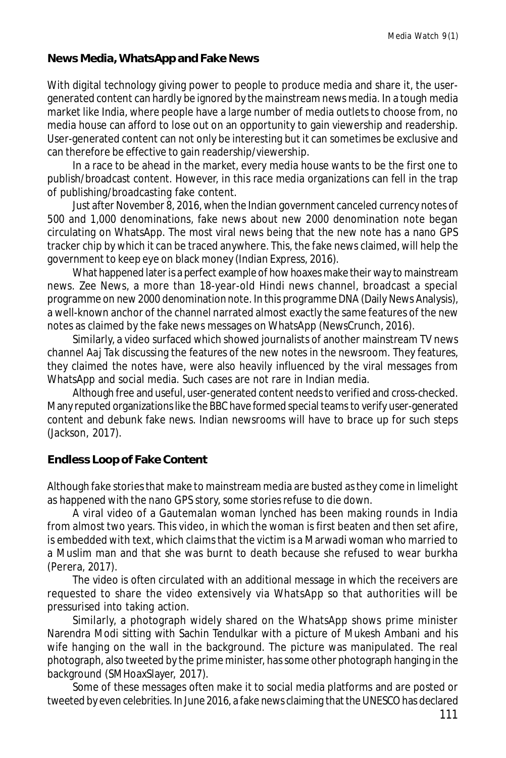## News Media, WhatsApp and Fake News

With digital technology giving power to people to produce media and share it, the user-generated content can hardly be ignored by the mainstream news media. In a tough media market like India, where people have a large number of media outlets to choose from, no media house can afford to lose out on an opportunity to gain viewership and readership. User-generated content can not only be interesting but it can sometimes be exclusive and can therefore be effective to gain readership/viewership.

In a race to be ahead in the market, every media house wants to be the first one to publish/broadcast content. However, in this race media organizations can fell in the trap of publishing/broadcasting fake content.

Just after November 8, 2016, when the Indian government canceled currency notes of 500 and 1,000 denominations, fake news about new 2000 denomination note began circulating on WhatsApp. The most viral news being that the new note has a nano GPS tracker chip by which it can be traced anywhere. This, the fake news claimed, will help the government to keep eye on black money (Indian Express, 2016).

What happened later is a perfect example of how hoaxes make their way to mainstream news. Zee News, a more than 18-year-old Hindi news channel, broadcast a special programme on new 2000 denomination note. In this programme DNA (Daily News Analysis), a well-known anchor of the channel narrated almost exactly the same features of the new notes as claimed by the fake news messages on WhatsApp (NewsCrunch, 2016).

Similarly, a video surfaced which showed journalists of another mainstream TV news channel Aaj Tak discussing the features of the new notes in the newsroom. They features, they claimed the notes have, were also heavily influenced by the viral messages from WhatsApp and social media. Such cases are not rare in Indian media.

Although free and useful, user-generated content needs to verified and cross-checked. Many reputed organizations like the BBC have formed special teams to verify user-generated content and debunk fake news. Indian newsrooms will have to brace up for such steps (Jackson, 2017).

## Endless Loop of Fake Content

Although fake stories that make to mainstream media are busted as they come in limelight as happened with the nano GPS story, some stories refuse to die down.

A viral video of a Gautemalan woman lynched has been making rounds in India from almost two years. This video, in which the woman is first beaten and then set afire, is embedded with text, which claims that the victim is a Marwadi woman who married to a Muslim man and that she was burnt to death because she refused to wear burkha (Perera, 2017).

The video is often circulated with an additional message in which the receivers are requested to share the video extensively via WhatsApp so that authorities will be pressurised into taking action.

Similarly, a photograph widely shared on the WhatsApp shows prime minister Narendra Modi sitting with Sachin Tendulkar with a picture of Mukesh Ambani and his wife hanging on the wall in the background. The picture was manipulated. The real photograph, also tweeted by the prime minister, has some other photograph hanging in the background (SMHoaxSlayer, 2017).

Some of these messages often make it to social media platforms and are posted or tweeted by even celebrities. In June 2016, a fake news claiming that the UNESCO has declared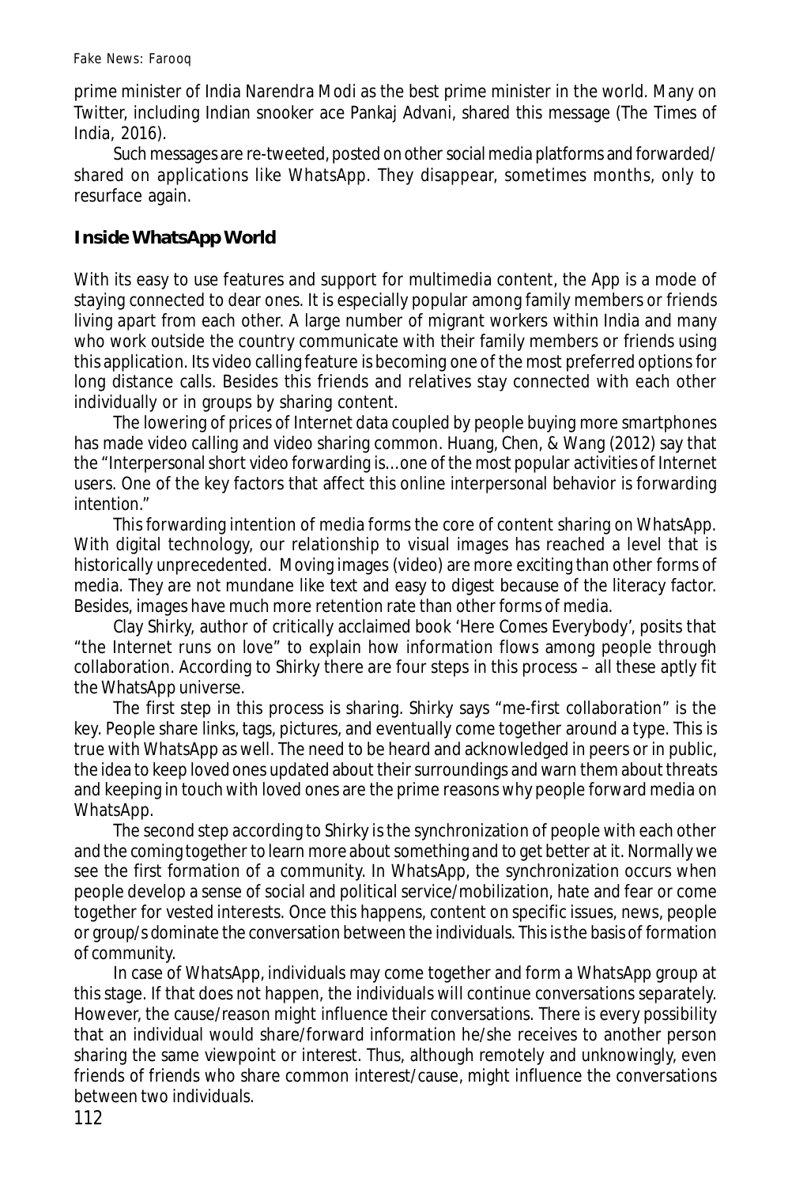prime minister of India Narendra Modi as the best prime minister in the world. Many on Twitter, including Indian snooker ace Pankaj Advani, shared this message (The Times of India, 2016).

Such messages are re-tweeted, posted on other social media platforms and forwarded/ shared on applications like WhatsApp. They disappear, sometimes months, only to resurface again.

## Inside WhatsApp World

With its easy to use features and support for multimedia content, the App is a mode of staying connected to dear ones. It is especially popular among family members or friends living apart from each other. A large number of migrant workers within India and many who work outside the country communicate with their family members or friends using this application. Its video calling feature is becoming one of the most preferred options for long distance calls. Besides this friends and relatives stay connected with each other individually or in groups by sharing content.

The lowering of prices of Internet data coupled by people buying more smartphones has made video calling and video sharing common. Huang, Chen, & Wang (2012) say that the "Interpersonal short video forwarding is…one of the most popular activities of Internet users. One of the key factors that affect this online interpersonal behavior is forwarding intention."

This forwarding intention of media forms the core of content sharing on WhatsApp. With digital technology, our relationship to visual images has reached a level that is historically unprecedented. Moving images (video) are more exciting than other forms of media. They are not mundane like text and easy to digest because of the literacy factor. Besides, images have much more retention rate than other forms of media.

Clay Shirky, author of critically acclaimed book 'Here Comes Everybody', posits that "the Internet runs on love" to explain how information flows among people through collaboration. According to Shirky there are four steps in this process – all these aptly fit the WhatsApp universe.

The first step in this process is sharing. Shirky says "me-first collaboration" is the key. People share links, tags, pictures, and eventually come together around a type. This is true with WhatsApp as well. The need to be heard and acknowledged in peers or in public, the idea to keep loved ones updated about their surroundings and warn them about threats and keeping in touch with loved ones are the prime reasons why people forward media on WhatsApp.

The second step according to Shirky is the synchronization of people with each other and the coming together to learn more about something and to get better at it. Normally we see the first formation of a community. In WhatsApp, the synchronization occurs when people develop a sense of social and political service/mobilization, hate and fear or come together for vested interests. Once this happens, content on specific issues, news, people or group/s dominate the conversation between the individuals. This is the basis of formation of community.

In case of WhatsApp, individuals may come together and form a WhatsApp group at this stage. If that does not happen, the individuals will continue conversations separately. However, the cause/reason might influence their conversations. There is every possibility that an individual would share/forward information he/she receives to another person sharing the same viewpoint or interest. Thus, although remotely and unknowingly, even friends of friends who share common interest/cause, might influence the conversations between two individuals.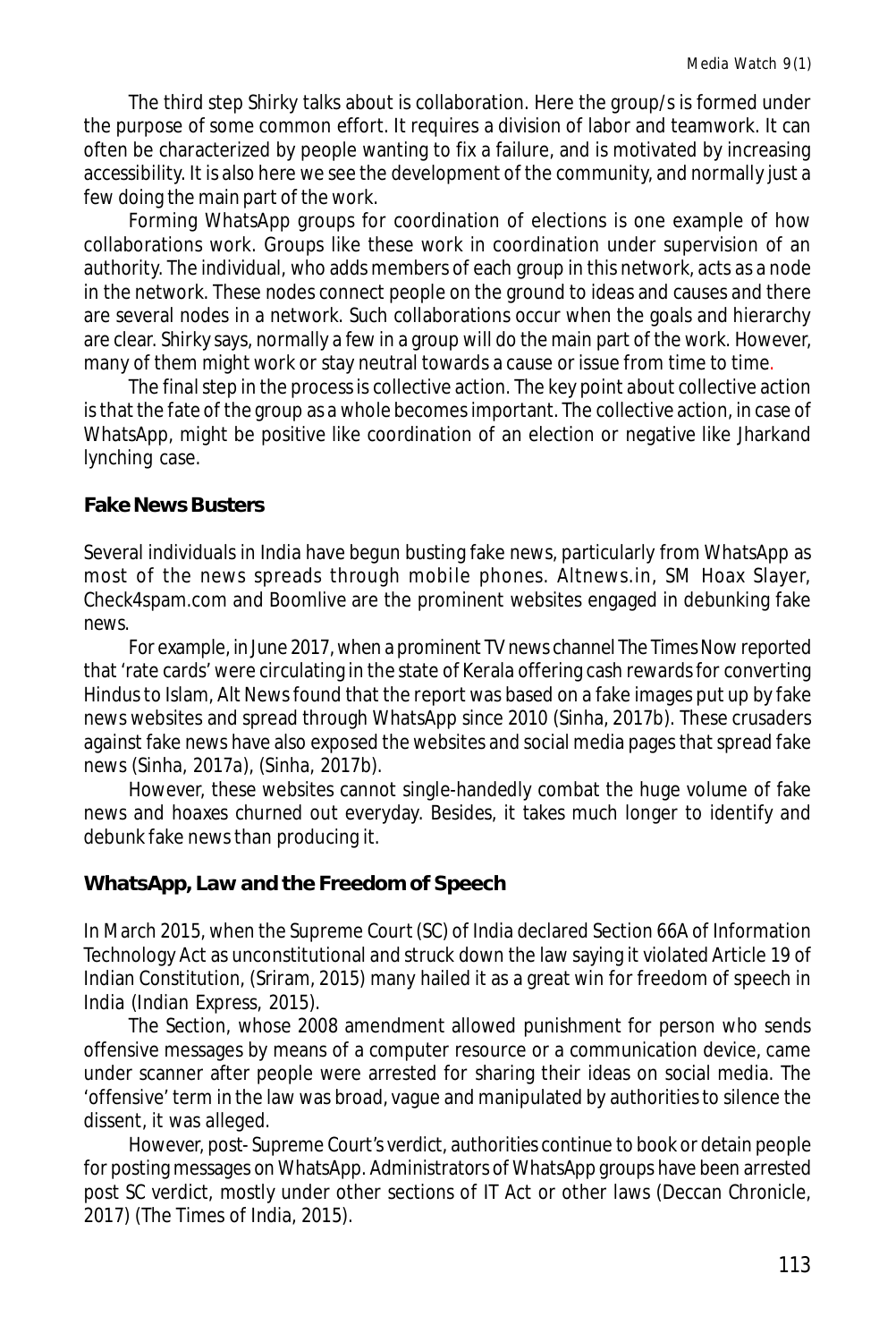The third step Shirky talks about is collaboration. Here the group/s is formed under the purpose of some common effort. It requires a division of labor and teamwork. It can often be characterized by people wanting to fix a failure, and is motivated by increasing accessibility. It is also here we see the development of the community, and normally just a few doing the main part of the work.

Forming WhatsApp groups for coordination of elections is one example of how collaborations work. Groups like these work in coordination under supervision of an authority. The individual, who adds members of each group in this network, acts as a node in the network. These nodes connect people on the ground to ideas and causes and there are several nodes in a network. Such collaborations occur when the goals and hierarchy are clear. Shirky says, normally a few in a group will do the main part of the work. However, many of them might work or stay neutral towards a cause or issue from time to time.

The final step in the process is collective action. The key point about collective action is that the fate of the group as a whole becomes important. The collective action, in case of WhatsApp, might be positive like coordination of an election or negative like Jharkand lynching case.

## Fake News Busters

Several individuals in India have begun busting fake news, particularly from WhatsApp as most of the news spreads through mobile phones. Altnews.in, SM Hoax Slayer, Check4spam.com and Boomlive are the prominent websites engaged in debunking fake news.

For example, in June 2017, when a prominent TV news channel The Times Now reported that 'rate cards' were circulating in the state of Kerala offering cash rewards for converting Hindus to Islam, Alt News found that the report was based on a fake images put up by fake news websites and spread through WhatsApp since 2010 (Sinha, 2017b). These crusaders against fake news have also exposed the websites and social media pages that spread fake news (Sinha, 2017a), (Sinha, 2017b).

However, these websites cannot single-handedly combat the huge volume of fake news and hoaxes churned out everyday. Besides, it takes much longer to identify and debunk fake news than producing it.

## WhatsApp, Law and the Freedom of Speech

In March 2015, when the Supreme Court (SC) of India declared Section 66A of Information Technology Act as unconstitutional and struck down the law saying it violated Article 19 of Indian Constitution, (Sriram, 2015) many hailed it as a great win for freedom of speech in India (Indian Express, 2015).

The Section, whose 2008 amendment allowed punishment for person who sends offensive messages by means of a computer resource or a communication device, came under scanner after people were arrested for sharing their ideas on social media. The 'offensive' term in the law was broad, vague and manipulated by authorities to silence the dissent, it was alleged.

However, post- Supreme Court's verdict, authorities continue to book or detain people for posting messages on WhatsApp. Administrators of WhatsApp groups have been arrested post SC verdict, mostly under other sections of IT Act or other laws (Deccan Chronicle, 2017) (The Times of India, 2015).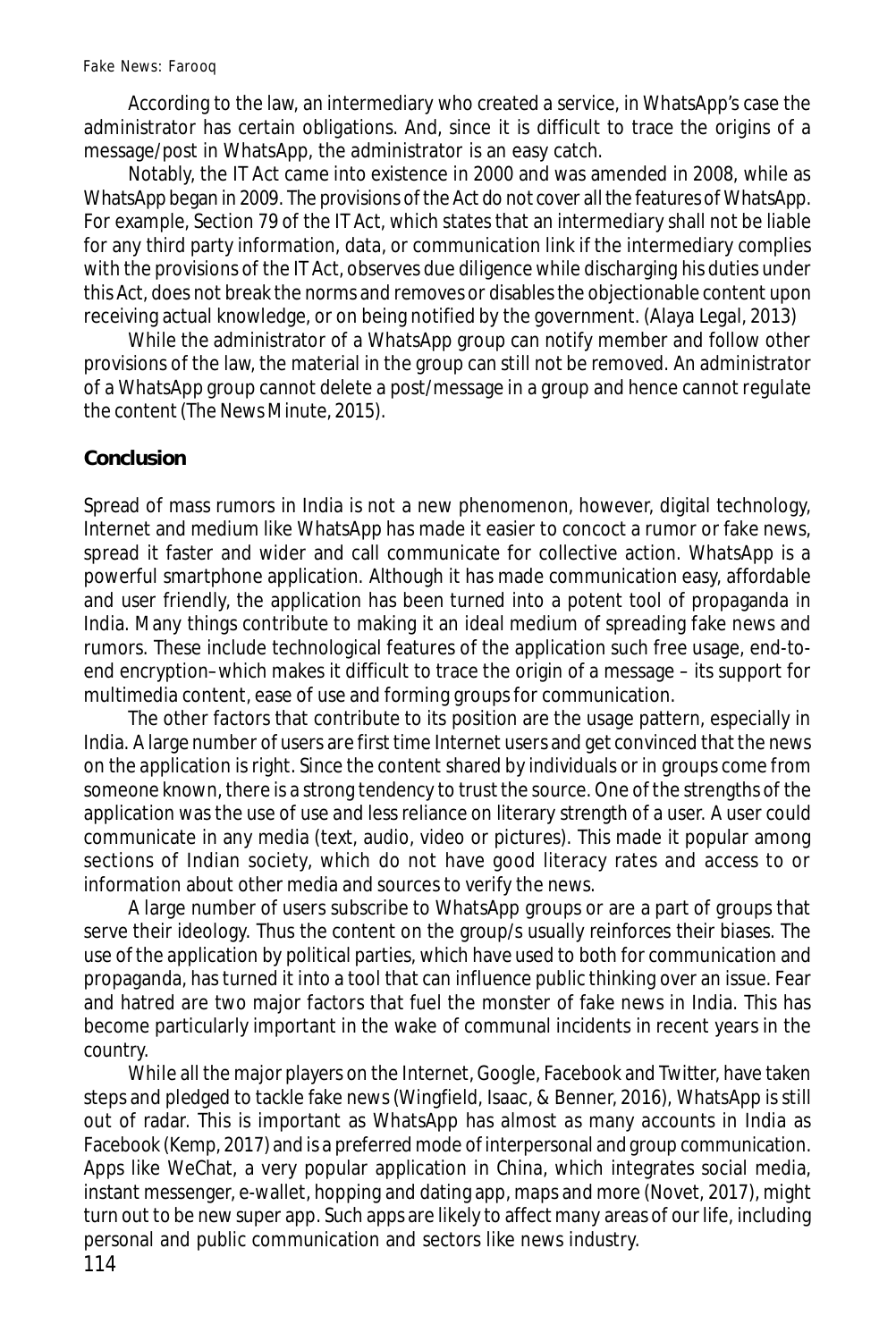According to the law, an intermediary who created a service, in WhatsApp's case the administrator has certain obligations. And, since it is difficult to trace the origins of a message/post in WhatsApp, the administrator is an easy catch.

Notably, the IT Act came into existence in 2000 and was amended in 2008, while as WhatsApp began in 2009. The provisions of the Act do not cover all the features of WhatsApp. For example, Section 79 of the IT Act, which states that an intermediary shall not be liable for any third party information, data, or communication link if the intermediary complies with the provisions of the IT Act, observes due diligence while discharging his duties under this Act, does not break the norms and removes or disables the objectionable content upon receiving actual knowledge, or on being notified by the government. (Alaya Legal, 2013)

While the administrator of a WhatsApp group can notify member and follow other provisions of the law, the material in the group can still not be removed. An administrator of a WhatsApp group cannot delete a post/message in a group and hence cannot regulate the content (The News Minute, 2015).

## Conclusion

Spread of mass rumors in India is not a new phenomenon, however, digital technology, Internet and medium like WhatsApp has made it easier to concoct a rumor or fake news, spread it faster and wider and call communicate for collective action. WhatsApp is a powerful smartphone application. Although it has made communication easy, affordable and user friendly, the application has been turned into a potent tool of propaganda in India. Many things contribute to making it an ideal medium of spreading fake news and rumors. These include technological features of the application such free usage, end-to-end encryption–which makes it difficult to trace the origin of a message – its support for multimedia content, ease of use and forming groups for communication.

The other factors that contribute to its position are the usage pattern, especially in India. A large number of users are first time Internet users and get convinced that the news on the application is right. Since the content shared by individuals or in groups come from someone known, there is a strong tendency to trust the source. One of the strengths of the application was the use of use and less reliance on literary strength of a user. A user could communicate in any media (text, audio, video or pictures). This made it popular among sections of Indian society, which do not have good literacy rates and access to or information about other media and sources to verify the news.

A large number of users subscribe to WhatsApp groups or are a part of groups that serve their ideology. Thus the content on the group/s usually reinforces their biases. The use of the application by political parties, which have used to both for communication and propaganda, has turned it into a tool that can influence public thinking over an issue. Fear and hatred are two major factors that fuel the monster of fake news in India. This has become particularly important in the wake of communal incidents in recent years in the country.

While all the major players on the Internet, Google, Facebook and Twitter, have taken steps and pledged to tackle fake news (Wingfield, Isaac, & Benner, 2016), WhatsApp is still out of radar. This is important as WhatsApp has almost as many accounts in India as Facebook (Kemp, 2017) and is a preferred mode of interpersonal and group communication. Apps like WeChat, a very popular application in China, which integrates social media, instant messenger, e-wallet, hopping and dating app, maps and more (Novet, 2017), might turn out to be new super app. Such apps are likely to affect many areas of our life, including personal and public communication and sectors like news industry.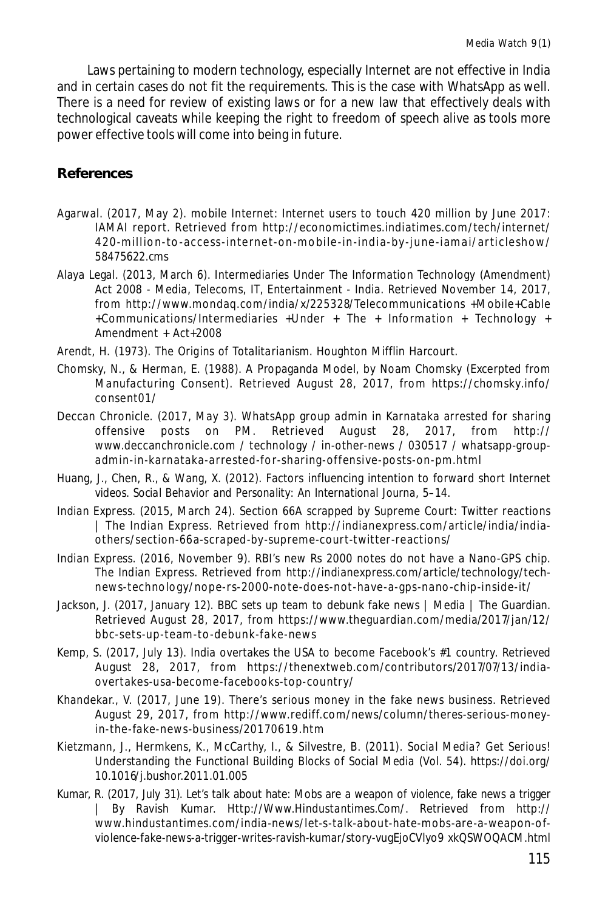Laws pertaining to modern technology, especially Internet are not effective in India and in certain cases do not fit the requirements. This is the case with WhatsApp as well. There is a need for review of existing laws or for a new law that effectively deals with technological caveats while keeping the right to freedom of speech alive as tools more power effective tools will come into being in future.

## References

Agarwal. (2017, May 2). mobile Internet: Internet users to touch 420 million by June 2017: IAMAI report. Retrieved from http://economictimes.indiatimes.com/tech/internet/420-million-to-access-internet-on-mobile-in-india-by-june-iamai/articleshow/58475622.cms

Alaya Legal. (2013, March 6). Intermediaries Under The Information Technology (Amendment) Act 2008 - Media, Telecoms, IT, Entertainment - India. Retrieved November 14, 2017, from http://www.mondaq.com/india/x/225328/Telecommunications +Mobile+Cable +Communications/Intermediaries +Under + The + Information + Technology + Amendment + Act+2008

Arendt, H. (1973). The Origins of Totalitarianism. Houghton Mifflin Harcourt.

Chomsky, N., & Herman, E. (1988). A Propaganda Model, by Noam Chomsky (Excerpted from Manufacturing Consent). Retrieved August 28, 2017, from https://chomsky.info/consent01/

Deccan Chronicle. (2017, May 3). WhatsApp group admin in Karnataka arrested for sharing offensive posts on PM. Retrieved August 28, 2017, from http://www.deccanchronicle.com / technology / in-other-news / 030517 / whatsapp-group-admin-in-karnataka-arrested-for-sharing-offensive-posts-on-pm.html

Huang, J., Chen, R., & Wang, X. (2012). Factors influencing intention to forward short Internet videos. Social Behavior and Personality: An International Journa, 5–14.

Indian Express. (2015, March 24). Section 66A scrapped by Supreme Court: Twitter reactions | The Indian Express. Retrieved from http://indianexpress.com/article/india/india-others/section-66a-scraped-by-supreme-court-twitter-reactions/

Indian Express. (2016, November 9). RBI's new Rs 2000 notes do not have a Nano-GPS chip. The Indian Express. Retrieved from http://indianexpress.com/article/technology/tech-news-technology/nope-rs-2000-note-does-not-have-a-gps-nano-chip-inside-it/

Jackson, J. (2017, January 12). BBC sets up team to debunk fake news | Media | The Guardian. Retrieved August 28, 2017, from https://www.theguardian.com/media/2017/jan/12/bbc-sets-up-team-to-debunk-fake-news

Kemp, S. (2017, July 13). India overtakes the USA to become Facebook's #1 country. Retrieved August 28, 2017, from https://thenextweb.com/contributors/2017/07/13/india-overtakes-usa-become-facebooks-top-country/

Khandekar., V. (2017, June 19). There's serious money in the fake news business. Retrieved August 29, 2017, from http://www.rediff.com/news/column/theres-serious-money-in-the-fake-news-business/20170619.htm

Kietzmann, J., Hermkens, K., McCarthy, I., & Silvestre, B. (2011). Social Media? Get Serious! Understanding the Functional Building Blocks of Social Media (Vol. 54). https://doi.org/10.1016/j.bushor.2011.01.005

Kumar, R. (2017, July 31). Let's talk about hate: Mobs are a weapon of violence, fake news a trigger | By Ravish Kumar. Http://Www.Hindustantimes.Com/. Retrieved from http://www.hindustantimes.com/india-news/let-s-talk-about-hate-mobs-are-a-weapon-of-violence-fake-news-a-trigger-writes-ravish-kumar/story-vugEjoCVlyo9 xkQSWOQACM.html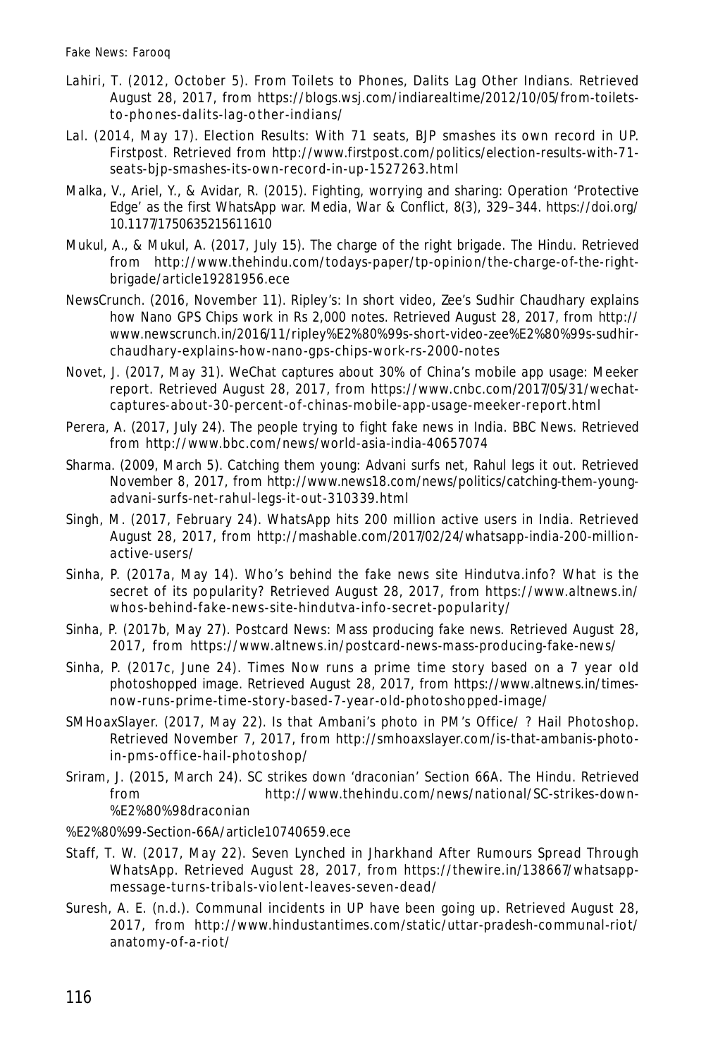Lahiri, T. (2012, October 5). From Toilets to Phones, Dalits Lag Other Indians. Retrieved August 28, 2017, from https://blogs.wsj.com/indiarealtime/2012/10/05/from-toilets-to-phones-dalits-lag-other-indians/

Lal. (2014, May 17). Election Results: With 71 seats, BJP smashes its own record in UP. Firstpost. Retrieved from http://www.firstpost.com/politics/election-results-with-71-seats-bjp-smashes-its-own-record-in-up-1527263.html

Malka, V., Ariel, Y., & Avidar, R. (2015). Fighting, worrying and sharing: Operation 'Protective Edge' as the first WhatsApp war. Media, War & Conflict, 8(3), 329–344. https://doi.org/10.1177/1750635215611610

Mukul, A., & Mukul, A. (2017, July 15). The charge of the right brigade. The Hindu. Retrieved from http://www.thehindu.com/todays-paper/tp-opinion/the-charge-of-the-right-brigade/article19281956.ece

NewsCrunch. (2016, November 11). Ripley's: In short video, Zee's Sudhir Chaudhary explains how Nano GPS Chips work in Rs 2,000 notes. Retrieved August 28, 2017, from http://www.newscrunch.in/2016/11/ripley%E2%80%99s-short-video-zee%E2%80%99s-sudhir-chaudhary-explains-how-nano-gps-chips-work-rs-2000-notes

Novet, J. (2017, May 31). WeChat captures about 30% of China's mobile app usage: Meeker report. Retrieved August 28, 2017, from https://www.cnbc.com/2017/05/31/wechat-captures-about-30-percent-of-chinas-mobile-app-usage-meeker-report.html

Perera, A. (2017, July 24). The people trying to fight fake news in India. BBC News. Retrieved from http://www.bbc.com/news/world-asia-india-40657074

Sharma. (2009, March 5). Catching them young: Advani surfs net, Rahul legs it out. Retrieved November 8, 2017, from http://www.news18.com/news/politics/catching-them-young-advani-surfs-net-rahul-legs-it-out-310339.html

Singh, M. (2017, February 24). WhatsApp hits 200 million active users in India. Retrieved August 28, 2017, from http://mashable.com/2017/02/24/whatsapp-india-200-million-active-users/

Sinha, P. (2017a, May 14). Who's behind the fake news site Hindutva.info? What is the secret of its popularity? Retrieved August 28, 2017, from https://www.altnews.in/whos-behind-fake-news-site-hindutva-info-secret-popularity/

Sinha, P. (2017b, May 27). Postcard News: Mass producing fake news. Retrieved August 28, 2017, from https://www.altnews.in/postcard-news-mass-producing-fake-news/

Sinha, P. (2017c, June 24). Times Now runs a prime time story based on a 7 year old photoshopped image. Retrieved August 28, 2017, from https://www.altnews.in/times-now-runs-prime-time-story-based-7-year-old-photoshopped-image/

SMHoaxSlayer. (2017, May 22). Is that Ambani's photo in PM's Office/ ? Hail Photoshop. Retrieved November 7, 2017, from http://smhoaxslayer.com/is-that-ambanis-photo-in-pms-office-hail-photoshop/

Sriram, J. (2015, March 24). SC strikes down 'draconian' Section 66A. The Hindu. Retrieved from http://www.thehindu.com/news/national/SC-strikes-down-%E2%80%98draconian%E2%80%99-Section-66A/article10740659.ece

Staff, T. W. (2017, May 22). Seven Lynched in Jharkhand After Rumours Spread Through WhatsApp. Retrieved August 28, 2017, from https://thewire.in/138667/whatsapp-message-turns-tribals-violent-leaves-seven-dead/

Suresh, A. E. (n.d.). Communal incidents in UP have been going up. Retrieved August 28, 2017, from http://www.hindustantimes.com/static/uttar-pradesh-communal-riot/anatomy-of-a-riot/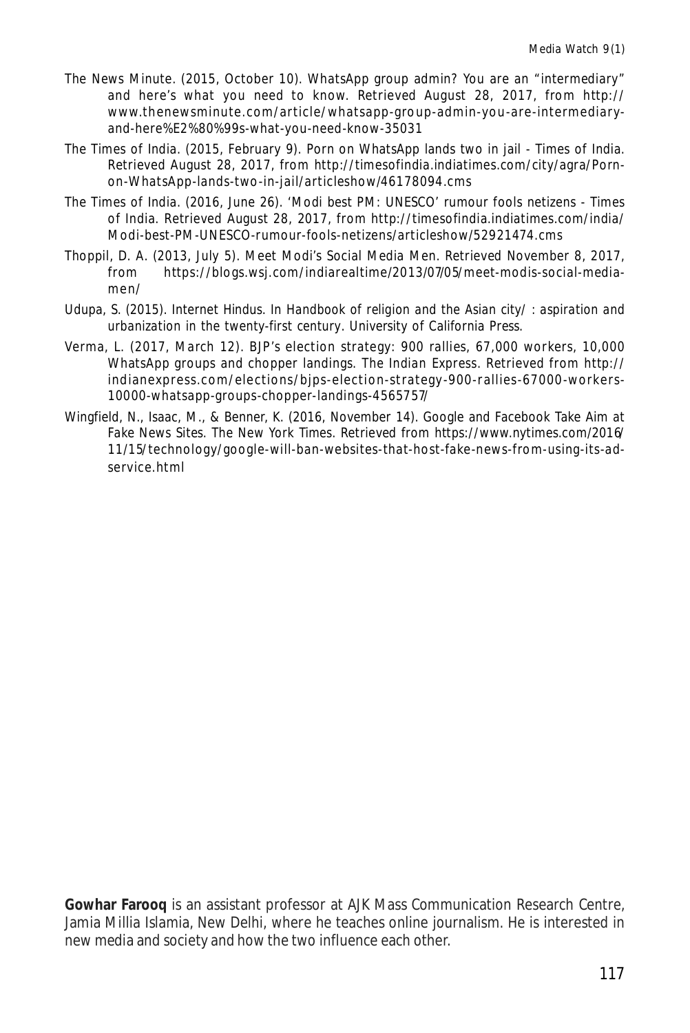The News Minute. (2015, October 10). WhatsApp group admin? You are an "intermediary" and here's what you need to know. Retrieved August 28, 2017, from http://www.thenewsminute.com/article/whatsapp-group-admin-you-are-intermediary-and-here%E2%80%99s-what-you-need-know-35031

The Times of India. (2015, February 9). Porn on WhatsApp lands two in jail - Times of India. Retrieved August 28, 2017, from http://timesofindia.indiatimes.com/city/agra/Porn-on-WhatsApp-lands-two-in-jail/articleshow/46178094.cms

The Times of India. (2016, June 26). 'Modi best PM: UNESCO' rumour fools netizens - Times of India. Retrieved August 28, 2017, from http://timesofindia.indiatimes.com/india/Modi-best-PM-UNESCO-rumour-fools-netizens/articleshow/52921474.cms

Thoppil, D. A. (2013, July 5). Meet Modi's Social Media Men. Retrieved November 8, 2017, from https://blogs.wsj.com/indiarealtime/2013/07/05/meet-modis-social-media-men/

Udupa, S. (2015). Internet Hindus. In Handbook of religion and the Asian city/ : aspiration and urbanization in the twenty-first century. University of California Press.

Verma, L. (2017, March 12). BJP's election strategy: 900 rallies, 67,000 workers, 10,000 WhatsApp groups and chopper landings. The Indian Express. Retrieved from http://indianexpress.com/elections/bjps-election-strategy-900-rallies-67000-workers-10000-whatsapp-groups-chopper-landings-4565757/

Wingfield, N., Isaac, M., & Benner, K. (2016, November 14). Google and Facebook Take Aim at Fake News Sites. The New York Times. Retrieved from https://www.nytimes.com/2016/11/15/technology/google-will-ban-websites-that-host-fake-news-from-using-its-ad-service.html

**Gowhar Farooq** is an assistant professor at AJK Mass Communication Research Centre, Jamia Millia Islamia, New Delhi, where he teaches online journalism. He is interested in new media and society and how the two influence each other.